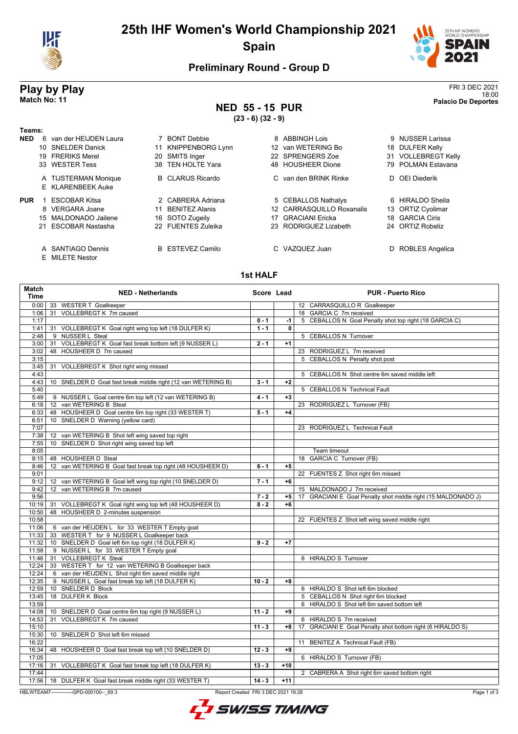# 25th IHF Women's World Championship 2021

## Spain

### Preliminary Round - Group D

## Play by Play

**Match No: 11**

FRI 3 DEC 2021
18:00
**Palacio De Deportes**

## NED 55 - 15 PUR

**(23 - 6) (32 - 9)**

**Teams:**

**NED**
- 6 van der HEIJDEN Laura
- 7 BONT Debbie
- 8 ABBINGH Lois
- 9 NUSSER Larissa
- 10 SNELDER Danick
- 11 KNIPPENBORG Lynn
- 12 van WETERING Bo
- 18 DULFER Kelly
- 19 FRERIKS Merel
- 20 SMITS Inger
- 22 SPRENGERS Zoe
- 31 VOLLEBREGT Kelly
- 33 WESTER Tess
- 38 TEN HOLTE Yara
- 48 HOUSHEER Dione
- 79 POLMAN Estavana
- A TIJSTERMAN Monique
- B CLARIJS Ricardo
- C van den BRINK Rinke
- D OEI Diederik
- E KLARENBEEK Auke

**PUR**
- 1 ESCOBAR Kitsa
- 2 CABRERA Adriana
- 5 CEBALLOS Nathalys
- 6 HIRALDO Sheila
- 8 VERGARA Joane
- 11 BENITEZ Alanis
- 12 CARRASQUILLO Roxanalis
- 13 ORTIZ Cyolimar
- 15 MALDONADO Jailene
- 16 SOTO Zugeily
- 17 GRACIANI Ericka
- 18 GARCIA Ciris
- 21 ESCOBAR Nastasha
- 22 FUENTES Zuleika
- 23 RODRIGUEZ Lizabeth
- 24 ORTIZ Robeliz
- A SANTIAGO Dennis
- B ESTEVEZ Camilo
- C VAZQUEZ Juan
- D ROBLES Angelica
- E MILETE Nestor

### 1st HALF

| Match Time | NED - Netherlands | Score | Lead | PUR - Puerto Rico |
|---|---|---|---|---|
| 0:00 | 33 WESTER T Goalkeeper | | | 12 CARRASQUILLO R Goalkeeper |
| 1:06 | 31 VOLLEBREGT K 7m caused | | | 18 GARCIA C 7m received |
| 1:17 | | 0 - 1 | -1 | 5 CEBALLOS N Goal Penalty shot top right (18 GARCIA C) |
| 1:41 | 31 VOLLEBREGT K Goal right wing top left (18 DULFER K) | 1 - 1 | 0 | |
| 2:48 | 9 NUSSER L Steal | | | 5 CEBALLOS N Turnover |
| 3:00 | 31 VOLLEBREGT K Goal fast break bottom left (9 NUSSER L) | 2 - 1 | +1 | |
| 3:02 | 48 HOUSHEER D 7m caused | | | 23 RODRIGUEZ L 7m received |
| 3:15 | | | | 5 CEBALLOS N Penalty shot post |
| 3:45 | 31 VOLLEBREGT K Shot right wing missed | | | |
| 4:43 | | | | 5 CEBALLOS N Shot centre 6m saved middle left |
| 4:43 | 10 SNELDER D Goal fast break middle right (12 van WETERING B) | 3 - 1 | +2 | |
| 5:40 | | | | 5 CEBALLOS N Technical Fault |
| 5:49 | 9 NUSSER L Goal centre 6m top left (12 van WETERING B) | 4 - 1 | +3 | |
| 6:18 | 12 van WETERING B Steal | | | 23 RODRIGUEZ L Turnover (FB) |
| 6:33 | 48 HOUSHEER D Goal centre 6m top right (33 WESTER T) | 5 - 1 | +4 | |
| 6:51 | 10 SNELDER D Warning (yellow card) | | | |
| 7:07 | | | | 23 RODRIGUEZ L Technical Fault |
| 7:38 | 12 van WETERING B Shot left wing saved top right | | | |
| 7:55 | 10 SNELDER D Shot right wing saved top left | | | |
| 8:05 | | | | Team timeout |
| 8:15 | 48 HOUSHEER D Steal | | | 18 GARCIA C Turnover (FB) |
| 8:46 | 12 van WETERING B Goal fast break top right (48 HOUSHEER D) | 6 - 1 | +5 | |
| 9:01 | | | | 22 FUENTES Z Shot right 6m missed |
| 9:12 | 12 van WETERING B Goal left wing top right (10 SNELDER D) | 7 - 1 | +6 | |
| 9:42 | 12 van WETERING B 7m caused | | | 15 MALDONADO J 7m received |
| 9:56 | | 7 - 2 | +5 | 17 GRACIANI E Goal Penalty shot middle right (15 MALDONADO J) |
| 10:19 | 31 VOLLEBREGT K Goal right wing top left (48 HOUSHEER D) | 8 - 2 | +6 | |
| 10:50 | 48 HOUSHEER D 2-minutes suspension | | | |
| 10:58 | | | | 22 FUENTES Z Shot left wing saved middle right |
| 11:06 | 6 van der HEIJDEN L for 33 WESTER T Empty goal | | | |
| 11:33 | 33 WESTER T for 9 NUSSER L Goalkeeper back | | | |
| 11:32 | 10 SNELDER D Goal left 6m top right (18 DULFER K) | 9 - 2 | +7 | |
| 11:58 | 9 NUSSER L for 33 WESTER T Empty goal | | | |
| 11:46 | 31 VOLLEBREGT K Steal | | | 6 HIRALDO S Turnover |
| 12:24 | 33 WESTER T for 12 van WETERING B Goalkeeper back | | | |
| 12:24 | 6 van der HEIJDEN L Shot right 6m saved middle right | | | |
| 12:35 | 9 NUSSER L Goal fast break top left (18 DULFER K) | 10 - 2 | +8 | |
| 12:59 | 10 SNELDER D Block | | | 6 HIRALDO S Shot left 6m blocked |
| 13:45 | 18 DULFER K Block | | | 5 CEBALLOS N Shot right 6m blocked |
| 13:59 | | | | 6 HIRALDO S Shot left 6m saved bottom left |
| 14:08 | 10 SNELDER D Goal centre 6m top right (9 NUSSER L) | 11 - 2 | +9 | |
| 14:53 | 31 VOLLEBREGT K 7m caused | | | 6 HIRALDO S 7m received |
| 15:10 | | 11 - 3 | +8 | 17 GRACIANI E Goal Penalty shot bottom right (6 HIRALDO S) |
| 15:30 | 10 SNELDER D Shot left 6m missed | | | |
| 16:22 | | | | 11 BENITEZ A Technical Fault (FB) |
| 16:34 | 48 HOUSHEER D Goal fast break top left (10 SNELDER D) | 12 - 3 | +9 | |
| 17:05 | | | | 6 HIRALDO S Turnover (FB) |
| 17:16 | 31 VOLLEBREGT K Goal fast break top left (18 DULFER K) | 13 - 3 | +10 | |
| 17:44 | | | | 2 CABRERA A Shot right 6m saved bottom right |
| 17:56 | 18 DULFER K Goal fast break middle right (33 WESTER T) | 14 - 3 | +11 | |

HBLWTEAM7-------------GPD-000100--_69 3 Report Created FRI 3 DEC 2021 19:28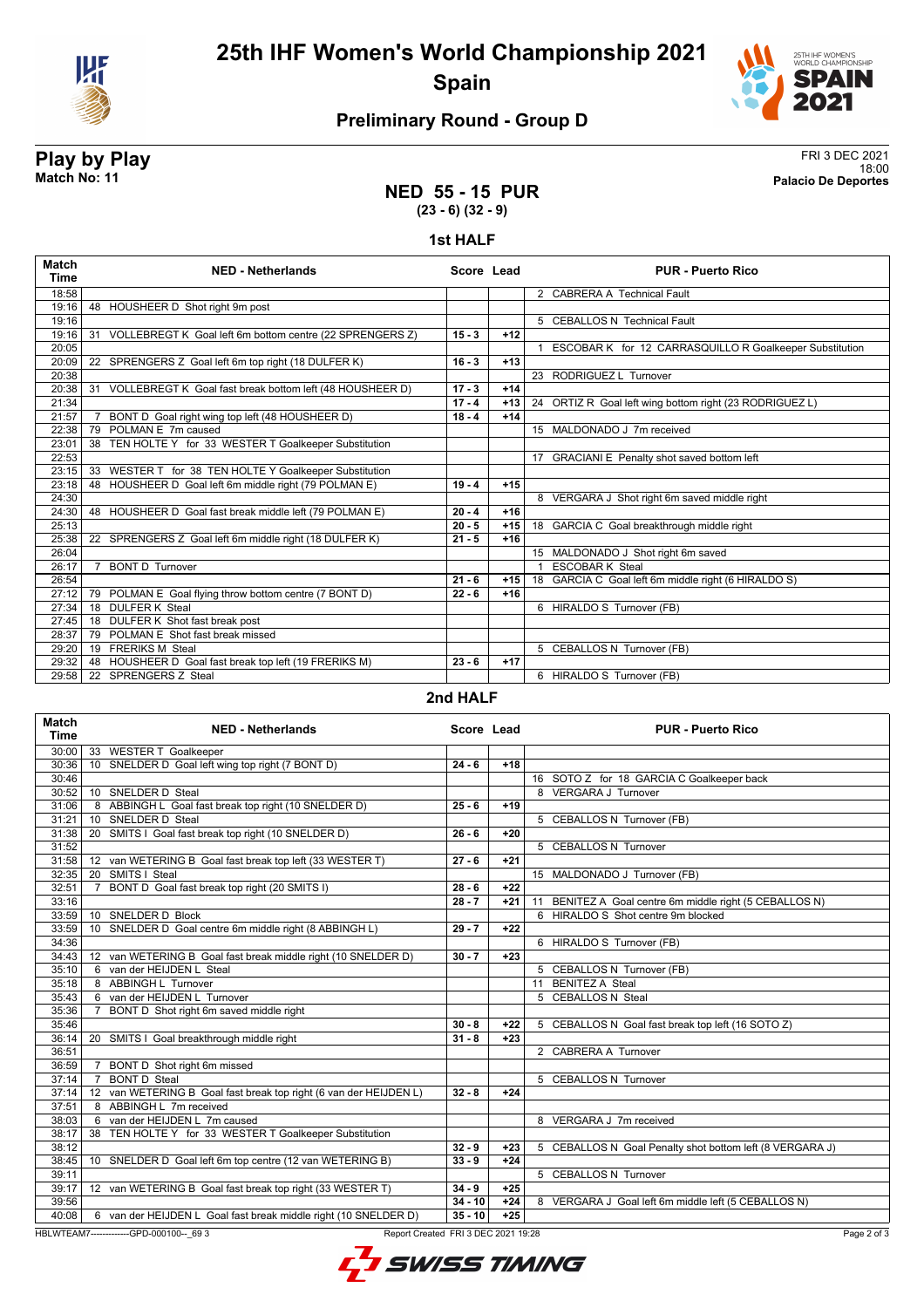# 25th IHF Women's World Championship 2021

## Spain

### Preliminary Round - Group D

**Play by Play**
**Match No: 11**

FRI 3 DEC 2021
18:00
**Palacio De Deportes**

## NED 55 - 15 PUR
**(23 - 6) (32 - 9)**

### 1st HALF

| Match Time | NED - Netherlands | Score | Lead | PUR - Puerto Rico |
|---|---|---|---|---|
| 18:58 | | | | 2 CABRERA A Technical Fault |
| 19:16 | 48 HOUSHEER D Shot right 9m post | | | |
| 19:16 | | | | 5 CEBALLOS N Technical Fault |
| 19:16 | 31 VOLLEBREGT K Goal left 6m bottom centre (22 SPRENGERS Z) | 15 - 3 | +12 | |
| 20:05 | | | | 1 ESCOBAR K for 12 CARRASQUILLO R Goalkeeper Substitution |
| 20:09 | 22 SPRENGERS Z Goal left 6m top right (18 DULFER K) | 16 - 3 | +13 | |
| 20:38 | | | | 23 RODRIGUEZ L Turnover |
| 20:38 | 31 VOLLEBREGT K Goal fast break bottom left (48 HOUSHEER D) | 17 - 3 | +14 | |
| 21:34 | | 17 - 4 | +13 | 24 ORTIZ R Goal left wing bottom right (23 RODRIGUEZ L) |
| 21:57 | 7 BONT D Goal right wing top left (48 HOUSHEER D) | 18 - 4 | +14 | |
| 22:38 | 79 POLMAN E 7m caused | | | 15 MALDONADO J 7m received |
| 23:01 | 38 TEN HOLTE Y for 33 WESTER T Goalkeeper Substitution | | | |
| 22:53 | | | | 17 GRACIANI E Penalty shot saved bottom left |
| 23:15 | 33 WESTER T for 38 TEN HOLTE Y Goalkeeper Substitution | | | |
| 23:18 | 48 HOUSHEER D Goal left 6m middle right (79 POLMAN E) | 19 - 4 | +15 | |
| 24:30 | | | | 8 VERGARA J Shot right 6m saved middle right |
| 24:30 | 48 HOUSHEER D Goal fast break middle left (79 POLMAN E) | 20 - 4 | +16 | |
| 25:13 | | 20 - 5 | +15 | 18 GARCIA C Goal breakthrough middle right |
| 25:38 | 22 SPRENGERS Z Goal left 6m middle right (18 DULFER K) | 21 - 5 | +16 | |
| 26:04 | | | | 15 MALDONADO J Shot right 6m saved |
| 26:17 | 7 BONT D Turnover | | | 1 ESCOBAR K Steal |
| 26:54 | | 21 - 6 | +15 | 18 GARCIA C Goal left 6m middle right (6 HIRALDO S) |
| 27:12 | 79 POLMAN E Goal flying throw bottom centre (7 BONT D) | 22 - 6 | +16 | |
| 27:34 | 18 DULFER K Steal | | | 6 HIRALDO S Turnover (FB) |
| 27:45 | 18 DULFER K Shot fast break post | | | |
| 28:37 | 79 POLMAN E Shot fast break missed | | | |
| 29:20 | 19 FRERIKS M Steal | | | 5 CEBALLOS N Turnover (FB) |
| 29:32 | 48 HOUSHEER D Goal fast break top left (19 FRERIKS M) | 23 - 6 | +17 | |
| 29:58 | 22 SPRENGERS Z Steal | | | 6 HIRALDO S Turnover (FB) |

### 2nd HALF

| Match Time | NED - Netherlands | Score | Lead | PUR - Puerto Rico |
|---|---|---|---|---|
| 30:00 | 33 WESTER T Goalkeeper | | | |
| 30:36 | 10 SNELDER D Goal left wing top right (7 BONT D) | 24 - 6 | +18 | |
| 30:46 | | | | 16 SOTO Z for 18 GARCIA C Goalkeeper back |
| 30:52 | 10 SNELDER D Steal | | | 8 VERGARA J Turnover |
| 31:06 | 8 ABBINGH L Goal fast break top right (10 SNELDER D) | 25 - 6 | +19 | |
| 31:21 | 10 SNELDER D Steal | | | 5 CEBALLOS N Turnover (FB) |
| 31:38 | 20 SMITS I Goal fast break top right (10 SNELDER D) | 26 - 6 | +20 | |
| 31:52 | | | | 5 CEBALLOS N Turnover |
| 31:58 | 12 van WETERING B Goal fast break top left (33 WESTER T) | 27 - 6 | +21 | |
| 32:35 | 20 SMITS I Steal | | | 15 MALDONADO J Turnover (FB) |
| 32:51 | 7 BONT D Goal fast break top right (20 SMITS I) | 28 - 6 | +22 | |
| 33:16 | | 28 - 7 | +21 | 11 BENITEZ A Goal centre 6m middle right (5 CEBALLOS N) |
| 33:59 | 10 SNELDER D Block | | | 6 HIRALDO S Shot centre 9m blocked |
| 33:59 | 10 SNELDER D Goal centre 6m middle right (8 ABBINGH L) | 29 - 7 | +22 | |
| 34:36 | | | | 6 HIRALDO S Turnover (FB) |
| 34:43 | 12 van WETERING B Goal fast break middle right (10 SNELDER D) | 30 - 7 | +23 | |
| 35:10 | 6 van der HEIJDEN L Steal | | | 5 CEBALLOS N Turnover (FB) |
| 35:18 | 8 ABBINGH L Turnover | | | 11 BENITEZ A Steal |
| 35:43 | 6 van der HEIJDEN L Turnover | | | 5 CEBALLOS N Steal |
| 35:36 | 7 BONT D Shot right 6m saved middle right | | | |
| 35:46 | | 30 - 8 | +22 | 5 CEBALLOS N Goal fast break top left (16 SOTO Z) |
| 36:14 | 20 SMITS I Goal breakthrough middle right | 31 - 8 | +23 | |
| 36:51 | | | | 2 CABRERA A Turnover |
| 36:59 | 7 BONT D Shot right 6m missed | | | |
| 37:14 | 7 BONT D Steal | | | 5 CEBALLOS N Turnover |
| 37:14 | 12 van WETERING B Goal fast break top right (6 van der HEIJDEN L) | 32 - 8 | +24 | |
| 37:51 | 8 ABBINGH L 7m received | | | |
| 38:03 | 6 van der HEIJDEN L 7m caused | | | 8 VERGARA J 7m received |
| 38:17 | 38 TEN HOLTE Y for 33 WESTER T Goalkeeper Substitution | | | |
| 38:12 | | 32 - 9 | +23 | 5 CEBALLOS N Goal Penalty shot bottom left (8 VERGARA J) |
| 38:45 | 10 SNELDER D Goal left 6m top centre (12 van WETERING B) | 33 - 9 | +24 | |
| 39:11 | | | | 5 CEBALLOS N Turnover |
| 39:17 | 12 van WETERING B Goal fast break top right (33 WESTER T) | 34 - 9 | +25 | |
| 39:56 | | 34 - 10 | +24 | 8 VERGARA J Goal left 6m middle left (5 CEBALLOS N) |
| 40:08 | 6 van der HEIJDEN L Goal fast break middle right (10 SNELDER D) | 35 - 10 | +25 | |

HBLWTEAM7-------------GPD-000100--_69 3 Report Created FRI 3 DEC 2021 19:28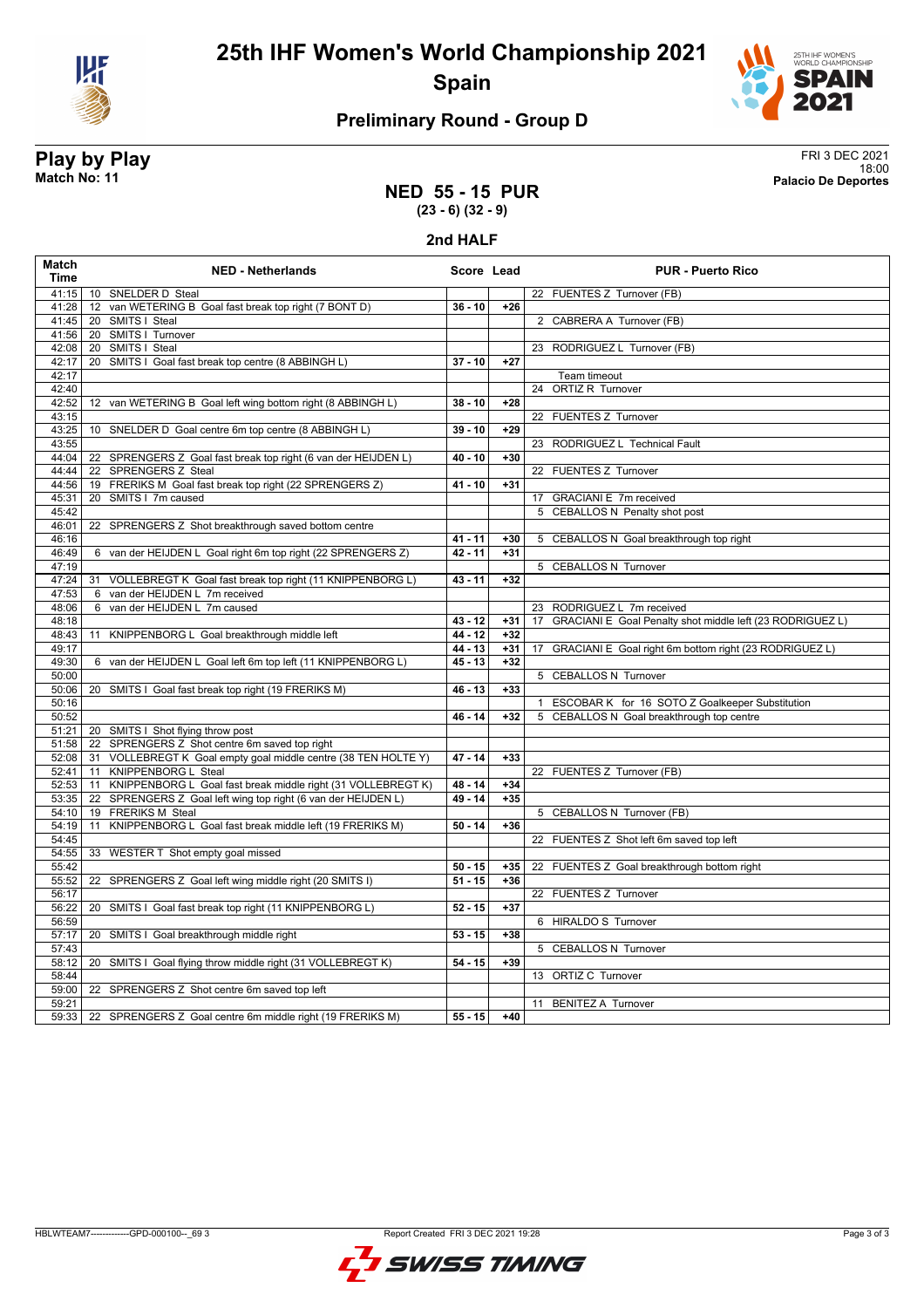# 25th IHF Women's World Championship 2021

## Spain

### Preliminary Round - Group D

**Play by Play**
**Match No: 11**

FRI 3 DEC 2021
18:00
**Palacio De Deportes**

## NED 55 - 15 PUR

**(23 - 6) (32 - 9)**

### 2nd HALF

| Match Time | NED - Netherlands | Score | Lead | PUR - Puerto Rico |
|---|---|---|---|---|
| 41:15 | 10 SNELDER D Steal | | | 22 FUENTES Z Turnover (FB) |
| 41:28 | 12 van WETERING B Goal fast break top right (7 BONT D) | 36 - 10 | +26 | |
| 41:45 | 20 SMITS I Steal | | | 2 CABRERA A Turnover (FB) |
| 41:56 | 20 SMITS I Turnover | | | |
| 42:08 | 20 SMITS I Steal | | | 23 RODRIGUEZ L Turnover (FB) |
| 42:17 | 20 SMITS I Goal fast break top centre (8 ABBINGH L) | 37 - 10 | +27 | |
| 42:17 | | | | Team timeout |
| 42:40 | | | | 24 ORTIZ R Turnover |
| 42:52 | 12 van WETERING B Goal left wing bottom right (8 ABBINGH L) | 38 - 10 | +28 | |
| 43:15 | | | | 22 FUENTES Z Turnover |
| 43:25 | 10 SNELDER D Goal centre 6m top centre (8 ABBINGH L) | 39 - 10 | +29 | |
| 43:55 | | | | 23 RODRIGUEZ L Technical Fault |
| 44:04 | 22 SPRENGERS Z Goal fast break top right (6 van der HEIJDEN L) | 40 - 10 | +30 | |
| 44:44 | 22 SPRENGERS Z Steal | | | 22 FUENTES Z Turnover |
| 44:56 | 19 FRERIKS M Goal fast break top right (22 SPRENGERS Z) | 41 - 10 | +31 | |
| 45:31 | 20 SMITS I 7m caused | | | 17 GRACIANI E 7m received |
| 45:42 | | | | 5 CEBALLOS N Penalty shot post |
| 46:01 | 22 SPRENGERS Z Shot breakthrough saved bottom centre | | | |
| 46:16 | | 41 - 11 | +30 | 5 CEBALLOS N Goal breakthrough top right |
| 46:49 | 6 van der HEIJDEN L Goal right 6m top right (22 SPRENGERS Z) | 42 - 11 | +31 | |
| 47:19 | | | | 5 CEBALLOS N Turnover |
| 47:24 | 31 VOLLEBREGT K Goal fast break top right (11 KNIPPENBORG L) | 43 - 11 | +32 | |
| 47:53 | 6 van der HEIJDEN L 7m received | | | |
| 48:06 | 6 van der HEIJDEN L 7m caused | | | 23 RODRIGUEZ L 7m received |
| 48:18 | | 43 - 12 | +31 | 17 GRACIANI E Goal Penalty shot middle left (23 RODRIGUEZ L) |
| 48:43 | 11 KNIPPENBORG L Goal breakthrough middle left | 44 - 12 | +32 | |
| 49:17 | | 44 - 13 | +31 | 17 GRACIANI E Goal right 6m bottom right (23 RODRIGUEZ L) |
| 49:30 | 6 van der HEIJDEN L Goal left 6m top left (11 KNIPPENBORG L) | 45 - 13 | +32 | |
| 50:00 | | | | 5 CEBALLOS N Turnover |
| 50:06 | 20 SMITS I Goal fast break top right (19 FRERIKS M) | 46 - 13 | +33 | |
| 50:16 | | | | 1 ESCOBAR K for 16 SOTO Z Goalkeeper Substitution |
| 50:52 | | 46 - 14 | +32 | 5 CEBALLOS N Goal breakthrough top centre |
| 51:21 | 20 SMITS I Shot flying throw post | | | |
| 51:58 | 22 SPRENGERS Z Shot centre 6m saved top right | | | |
| 52:08 | 31 VOLLEBREGT K Goal empty goal middle centre (38 TEN HOLTE Y) | 47 - 14 | +33 | |
| 52:41 | 11 KNIPPENBORG L Steal | | | 22 FUENTES Z Turnover (FB) |
| 52:53 | 11 KNIPPENBORG L Goal fast break middle right (31 VOLLEBREGT K) | 48 - 14 | +34 | |
| 53:35 | 22 SPRENGERS Z Goal left wing top right (6 van der HEIJDEN L) | 49 - 14 | +35 | |
| 54:10 | 19 FRERIKS M Steal | | | 5 CEBALLOS N Turnover (FB) |
| 54:19 | 11 KNIPPENBORG L Goal fast break middle left (19 FRERIKS M) | 50 - 14 | +36 | |
| 54:45 | | | | 22 FUENTES Z Shot left 6m saved top left |
| 54:55 | 33 WESTER T Shot empty goal missed | | | |
| 55:42 | | 50 - 15 | +35 | 22 FUENTES Z Goal breakthrough bottom right |
| 55:52 | 22 SPRENGERS Z Goal left wing middle right (20 SMITS I) | 51 - 15 | +36 | |
| 56:17 | | | | 22 FUENTES Z Turnover |
| 56:22 | 20 SMITS I Goal fast break top right (11 KNIPPENBORG L) | 52 - 15 | +37 | |
| 56:59 | | | | 6 HIRALDO S Turnover |
| 57:17 | 20 SMITS I Goal breakthrough middle right | 53 - 15 | +38 | |
| 57:43 | | | | 5 CEBALLOS N Turnover |
| 58:12 | 20 SMITS I Goal flying throw middle right (31 VOLLEBREGT K) | 54 - 15 | +39 | |
| 58:44 | | | | 13 ORTIZ C Turnover |
| 59:00 | 22 SPRENGERS Z Shot centre 6m saved top left | | | |
| 59:21 | | | | 11 BENITEZ A Turnover |
| 59:33 | 22 SPRENGERS Z Goal centre 6m middle right (19 FRERIKS M) | 55 - 15 | +40 | |

HBLWTEAM7-------------GPD-000100--_69 3 Report Created FRI 3 DEC 2021 19:28